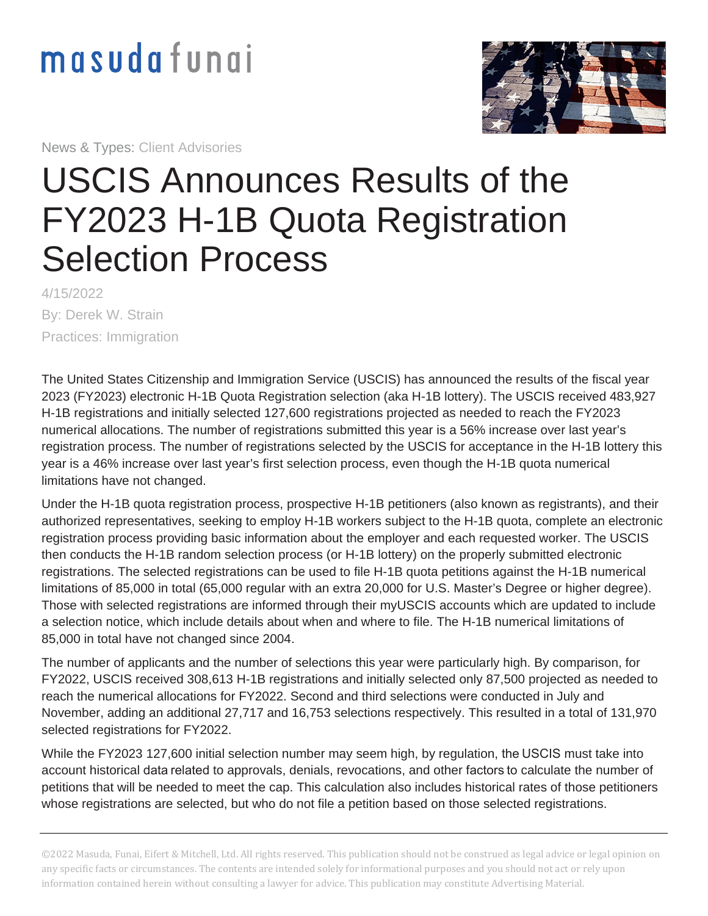masuda funai

News & Types: Client Advisories

# USCIS Announces Results of the FY2023 H-1B Quota Registration Selection Process

4/15/2022

By: Derek W. Strain

Practices: Immigration

The United States Citizenship and Immigration Service (USCIS) has announced the results of the fiscal year 2023 (FY2023) electronic H-1B Quota Registration selection (aka H-1B lottery). The USCIS received 483,927 H-1B registrations and initially selected 127,600 registrations projected as needed to reach the FY2023 numerical allocations. The number of registrations submitted this year is a 56% increase over last year's registration process. The number of registrations selected by the USCIS for acceptance in the H-1B lottery this year is a 46% increase over last year's first selection process, even though the H-1B quota numerical limitations have not changed.

Under the H-1B quota registration process, prospective H-1B petitioners (also known as registrants), and their authorized representatives, seeking to employ H-1B workers subject to the H-1B quota, complete an electronic registration process providing basic information about the employer and each requested worker. The USCIS then conducts the H-1B random selection process (or H-1B lottery) on the properly submitted electronic registrations. The selected registrations can be used to file H-1B quota petitions against the H-1B numerical limitations of 85,000 in total (65,000 regular with an extra 20,000 for U.S. Master's Degree or higher degree). Those with selected registrations are informed through their myUSCIS accounts which are updated to include a selection notice, which include details about when and where to file. The H-1B numerical limitations of 85,000 in total have not changed since 2004.

The number of applicants and the number of selections this year were particularly high. By comparison, for FY2022, USCIS received 308,613 H-1B registrations and initially selected only 87,500 projected as needed to reach the numerical allocations for FY2022. Second and third selections were conducted in July and November, adding an additional 27,717 and 16,753 selections respectively. This resulted in a total of 131,970 selected registrations for FY2022.

While the FY2023 127,600 initial selection number may seem high, by regulation, the USCIS must take into account historical data related to approvals, denials, revocations, and other factors to calculate the number of petitions that will be needed to meet the cap. This calculation also includes historical rates of those petitioners whose registrations are selected, but who do not file a petition based on those selected registrations.

©2022 Masuda, Funai, Eifert & Mitchell, Ltd. All rights reserved. This publication should not be construed as legal advice or legal opinion on any specific facts or circumstances. The contents are intended solely for informational purposes and you should not act or rely upon information contained herein without consulting a lawyer for advice. This publication may constitute Advertising Material.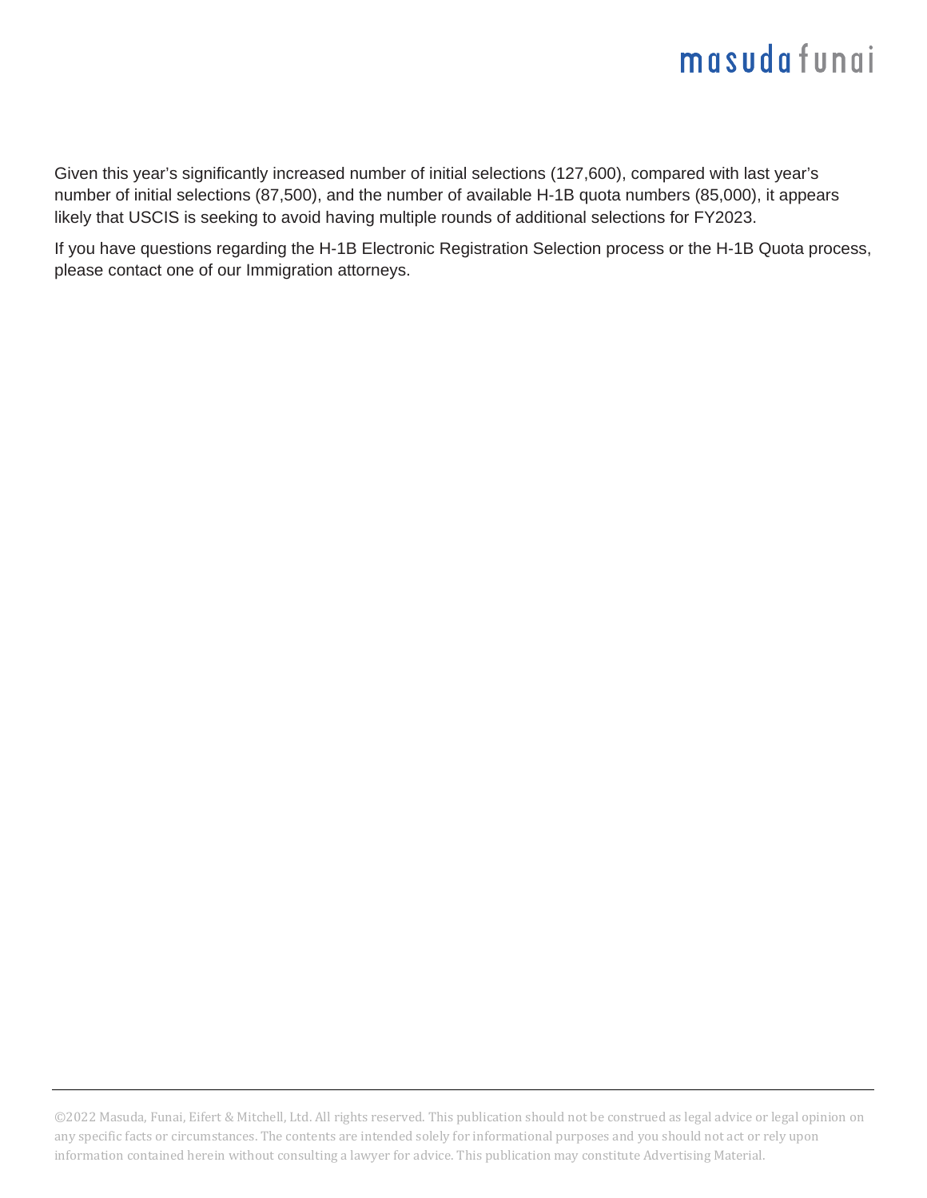Given this year's significantly increased number of initial selections (127,600), compared with last year's number of initial selections (87,500), and the number of available H-1B quota numbers (85,000), it appears likely that USCIS is seeking to avoid having multiple rounds of additional selections for FY2023.

If you have questions regarding the H-1B Electronic Registration Selection process or the H-1B Quota process, please contact one of our Immigration attorneys.

©2022 Masuda, Funai, Eifert & Mitchell, Ltd. All rights reserved. This publication should not be construed as legal advice or legal opinion on any specific facts or circumstances. The contents are intended solely for informational purposes and you should not act or rely upon information contained herein without consulting a lawyer for advice. This publication may constitute Advertising Material.